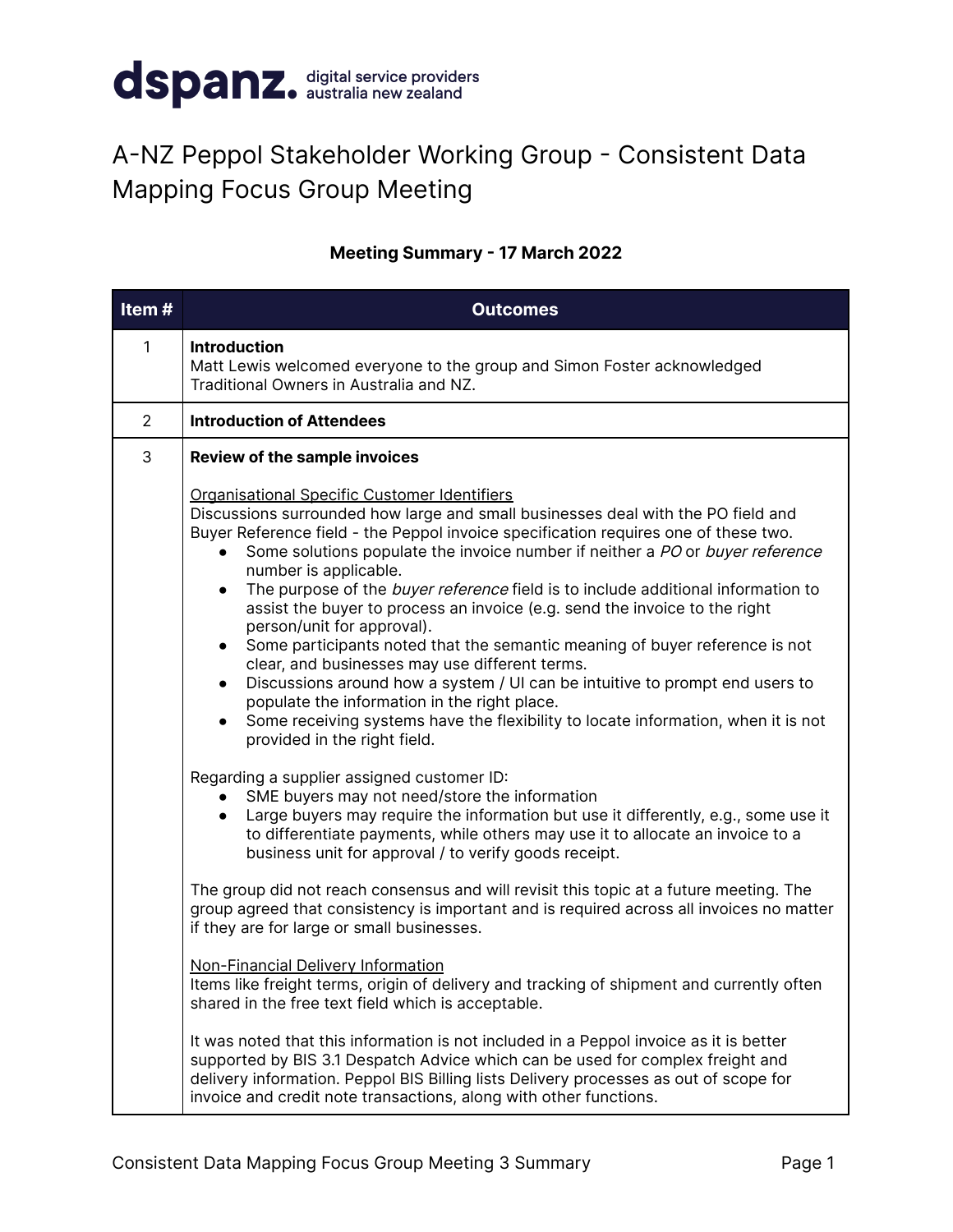dspanz. digital service providers australia new zealand

# A-NZ Peppol Stakeholder Working Group - Consistent Data Mapping Focus Group Meeting

**Meeting Summary - 17 March 2022**

| Item # | Outcomes |
|---|---|
| 1 | **Introduction**<br>Matt Lewis welcomed everyone to the group and Simon Foster acknowledged Traditional Owners in Australia and NZ. |
| 2 | **Introduction of Attendees** |
| 3 | **Review of the sample invoices**<br><br><u>Organisational Specific Customer Identifiers</u><br>Discussions surrounded how large and small businesses deal with the PO field and Buyer Reference field - the Peppol invoice specification requires one of these two.<br>• Some solutions populate the invoice number if neither a *PO* or *buyer reference* number is applicable.<br>• The purpose of the *buyer reference* field is to include additional information to assist the buyer to process an invoice (e.g. send the invoice to the right person/unit for approval).<br>• Some participants noted that the semantic meaning of buyer reference is not clear, and businesses may use different terms.<br>• Discussions around how a system / UI can be intuitive to prompt end users to populate the information in the right place.<br>• Some receiving systems have the flexibility to locate information, when it is not provided in the right field.<br><br>Regarding a supplier assigned customer ID:<br>• SME buyers may not need/store the information<br>• Large buyers may require the information but use it differently, e.g., some use it to differentiate payments, while others may use it to allocate an invoice to a business unit for approval / to verify goods receipt.<br><br>The group did not reach consensus and will revisit this topic at a future meeting. The group agreed that consistency is important and is required across all invoices no matter if they are for large or small businesses.<br><br><u>Non-Financial Delivery Information</u><br>Items like freight terms, origin of delivery and tracking of shipment and currently often shared in the free text field which is acceptable.<br><br>It was noted that this information is not included in a Peppol invoice as it is better supported by BIS 3.1 Despatch Advice which can be used for complex freight and delivery information. Peppol BIS Billing lists Delivery processes as out of scope for invoice and credit note transactions, along with other functions. |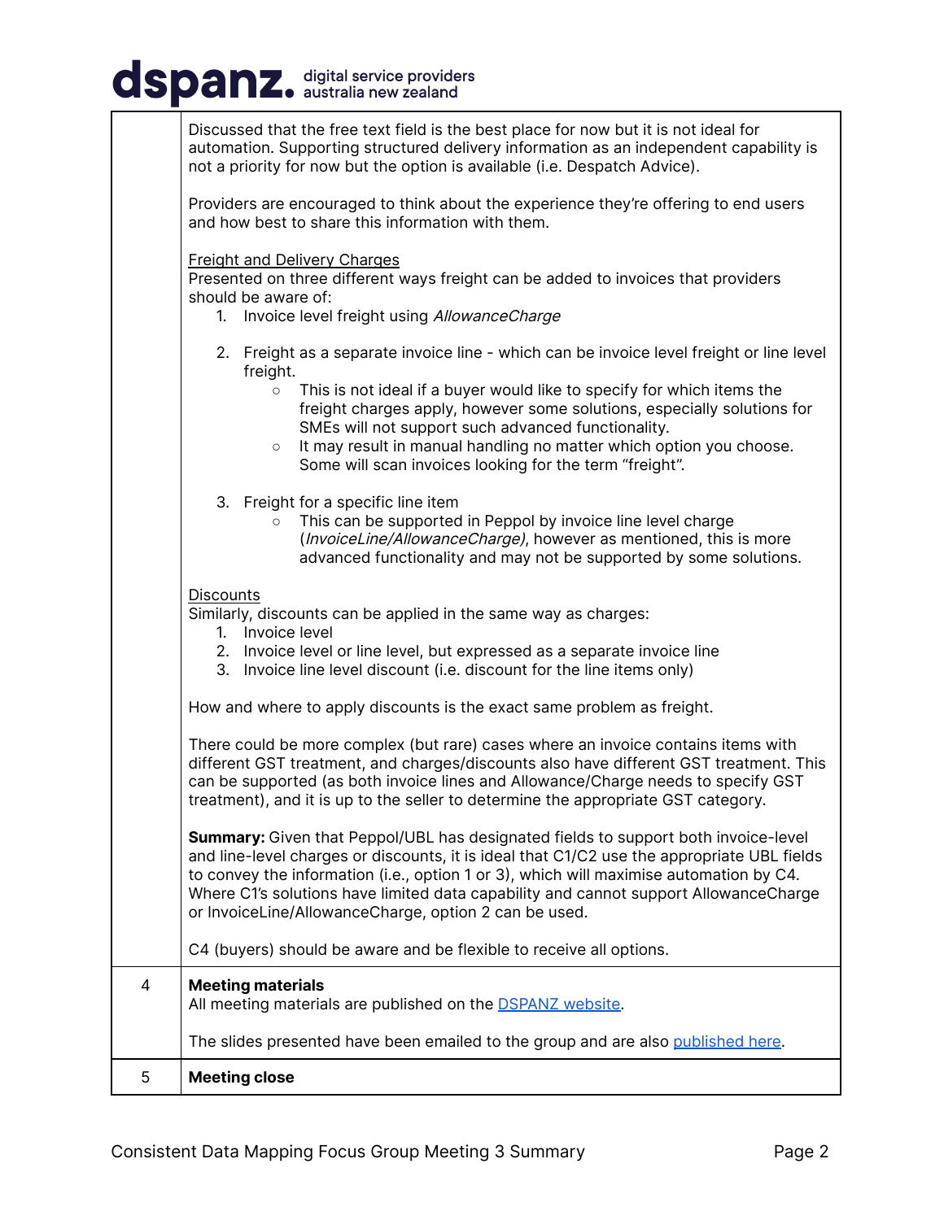| | |
|---|---|
| | Discussed that the free text field is the best place for now but it is not ideal for automation. Supporting structured delivery information as an independent capability is not a priority for now but the option is available (i.e. Despatch Advice).<br><br>Providers are encouraged to think about the experience they're offering to end users and how best to share this information with them.<br><br><u>Freight and Delivery Charges</u><br>Presented on three different ways freight can be added to invoices that providers should be aware of:<br>1. Invoice level freight using *AllowanceCharge*<br><br>2. Freight as a separate invoice line - which can be invoice level freight or line level freight.<br>&nbsp;&nbsp;&nbsp;&nbsp;○ This is not ideal if a buyer would like to specify for which items the freight charges apply, however some solutions, especially solutions for SMEs will not support such advanced functionality.<br>&nbsp;&nbsp;&nbsp;&nbsp;○ It may result in manual handling no matter which option you choose. Some will scan invoices looking for the term "freight".<br><br>3. Freight for a specific line item<br>&nbsp;&nbsp;&nbsp;&nbsp;○ This can be supported in Peppol by invoice line level charge (*InvoiceLine/AllowanceCharge)*, however as mentioned, this is more advanced functionality and may not be supported by some solutions.<br><br><u>Discounts</u><br>Similarly, discounts can be applied in the same way as charges:<br>1. Invoice level<br>2. Invoice level or line level, but expressed as a separate invoice line<br>3. Invoice line level discount (i.e. discount for the line items only)<br><br>How and where to apply discounts is the exact same problem as freight.<br><br>There could be more complex (but rare) cases where an invoice contains items with different GST treatment, and charges/discounts also have different GST treatment. This can be supported (as both invoice lines and Allowance/Charge needs to specify GST treatment), and it is up to the seller to determine the appropriate GST category.<br><br>**Summary:** Given that Peppol/UBL has designated fields to support both invoice-level and line-level charges or discounts, it is ideal that C1/C2 use the appropriate UBL fields to convey the information (i.e., option 1 or 3), which will maximise automation by C4. Where C1's solutions have limited data capability and cannot support AllowanceCharge or InvoiceLine/AllowanceCharge, option 2 can be used.<br><br>C4 (buyers) should be aware and be flexible to receive all options. |
| 4 | **Meeting materials**<br>All meeting materials are published on the DSPANZ website.<br><br>The slides presented have been emailed to the group and are also published here. |
| 5 | **Meeting close** |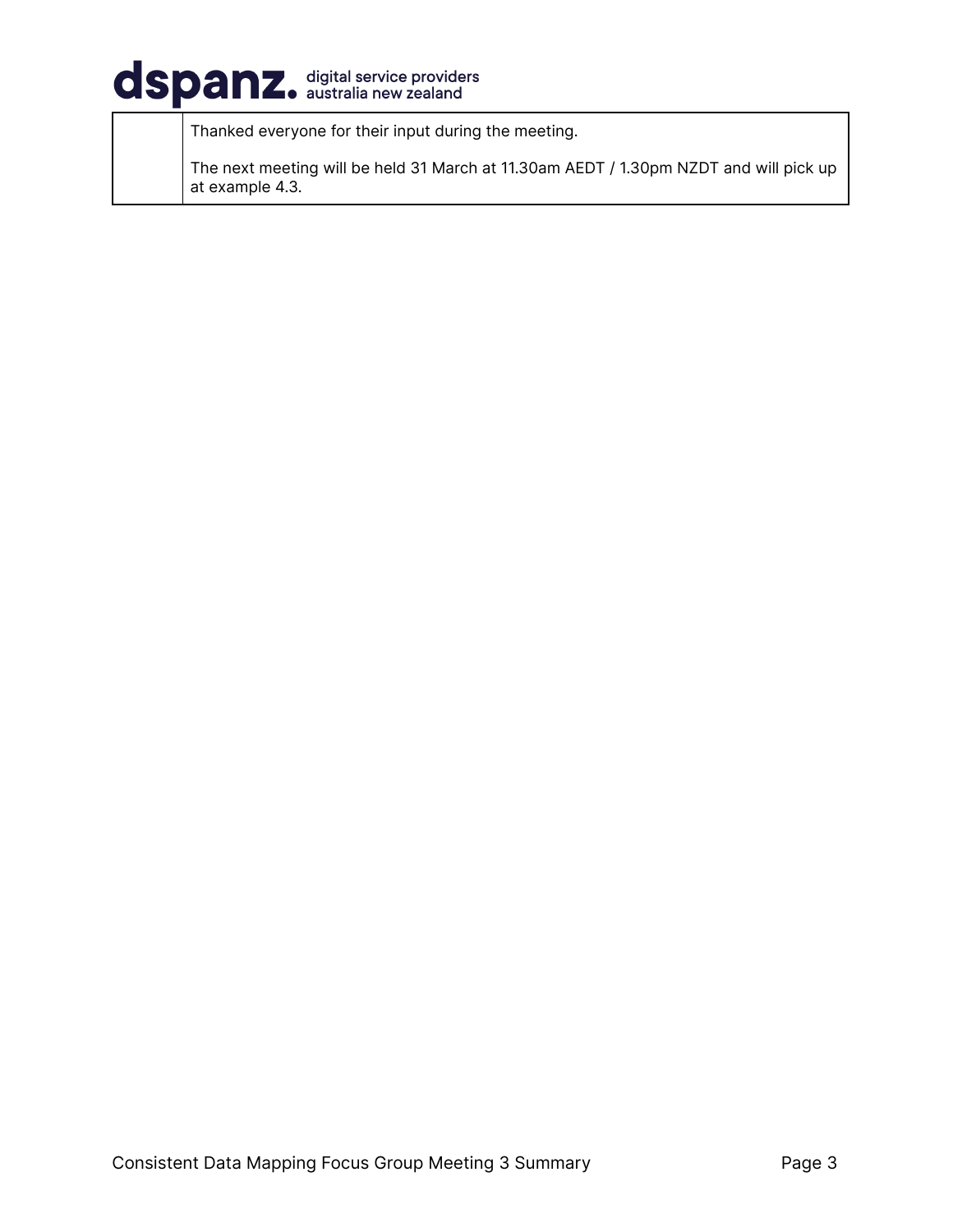| | |
|---|---|
| | Thanked everyone for their input during the meeting.<br><br>The next meeting will be held 31 March at 11.30am AEDT / 1.30pm NZDT and will pick up at example 4.3. |